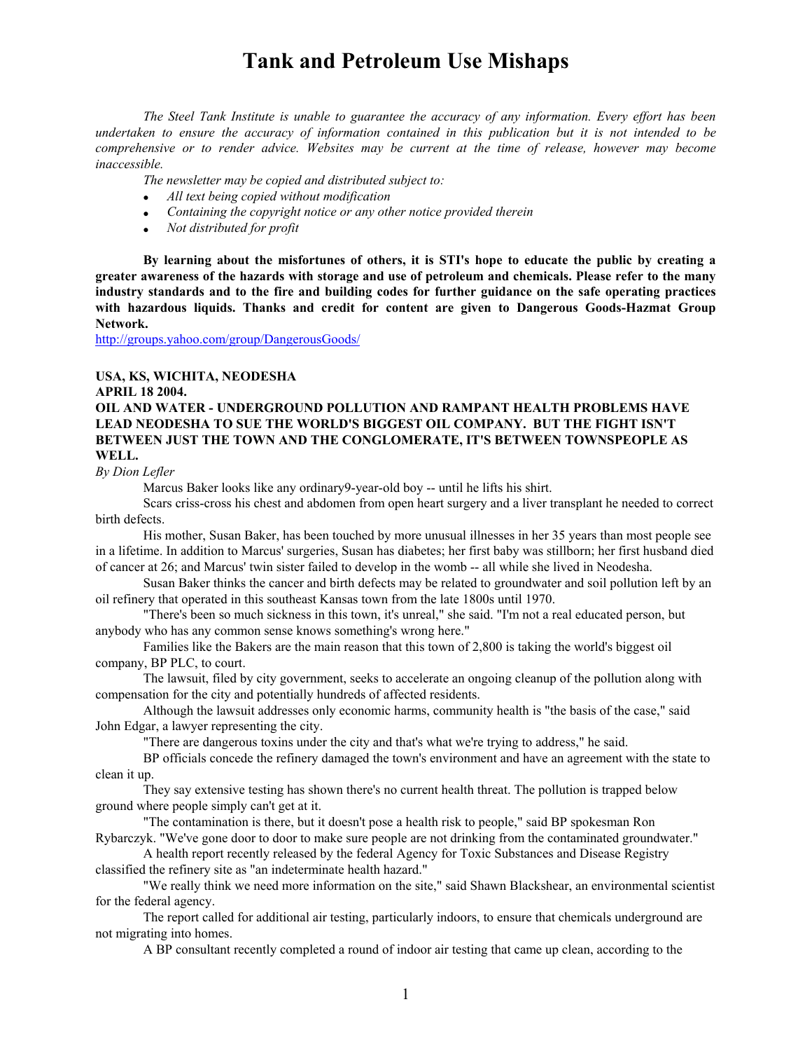# Tank and Petroleum Use Mishaps

*The Steel Tank Institute is unable to guarantee the accuracy of any information. Every effort has been undertaken to ensure the accuracy of information contained in this publication but it is not intended to be comprehensive or to render advice. Websites may be current at the time of release, however may become inaccessible.*

*The newsletter may be copied and distributed subject to:*

- *All text being copied without modification*
- *Containing the copyright notice or any other notice provided therein*
- *Not distributed for profit*

**By learning about the misfortunes of others, it is STI's hope to educate the public by creating a greater awareness of the hazards with storage and use of petroleum and chemicals. Please refer to the many industry standards and to the fire and building codes for further guidance on the safe operating practices with hazardous liquids. Thanks and credit for content are given to Dangerous Goods-Hazmat Group Network.**

http://groups.yahoo.com/group/DangerousGoods/

**USA, KS, WICHITA, NEODESHA**
**APRIL 18 2004.**
**OIL AND WATER - UNDERGROUND POLLUTION AND RAMPANT HEALTH PROBLEMS HAVE LEAD NEODESHA TO SUE THE WORLD'S BIGGEST OIL COMPANY. BUT THE FIGHT ISN'T BETWEEN JUST THE TOWN AND THE CONGLOMERATE, IT'S BETWEEN TOWNSPEOPLE AS WELL.**

*By Dion Lefler*

Marcus Baker looks like any ordinary9-year-old boy -- until he lifts his shirt.

Scars criss-cross his chest and abdomen from open heart surgery and a liver transplant he needed to correct birth defects.

His mother, Susan Baker, has been touched by more unusual illnesses in her 35 years than most people see in a lifetime. In addition to Marcus' surgeries, Susan has diabetes; her first baby was stillborn; her first husband died of cancer at 26; and Marcus' twin sister failed to develop in the womb -- all while she lived in Neodesha.

Susan Baker thinks the cancer and birth defects may be related to groundwater and soil pollution left by an oil refinery that operated in this southeast Kansas town from the late 1800s until 1970.

"There's been so much sickness in this town, it's unreal," she said. "I'm not a real educated person, but anybody who has any common sense knows something's wrong here."

Families like the Bakers are the main reason that this town of 2,800 is taking the world's biggest oil company, BP PLC, to court.

The lawsuit, filed by city government, seeks to accelerate an ongoing cleanup of the pollution along with compensation for the city and potentially hundreds of affected residents.

Although the lawsuit addresses only economic harms, community health is "the basis of the case," said John Edgar, a lawyer representing the city.

"There are dangerous toxins under the city and that's what we're trying to address," he said.

BP officials concede the refinery damaged the town's environment and have an agreement with the state to clean it up.

They say extensive testing has shown there's no current health threat. The pollution is trapped below ground where people simply can't get at it.

"The contamination is there, but it doesn't pose a health risk to people," said BP spokesman Ron Rybarczyk. "We've gone door to door to make sure people are not drinking from the contaminated groundwater."

A health report recently released by the federal Agency for Toxic Substances and Disease Registry classified the refinery site as "an indeterminate health hazard."

"We really think we need more information on the site," said Shawn Blackshear, an environmental scientist for the federal agency.

The report called for additional air testing, particularly indoors, to ensure that chemicals underground are not migrating into homes.

A BP consultant recently completed a round of indoor air testing that came up clean, according to the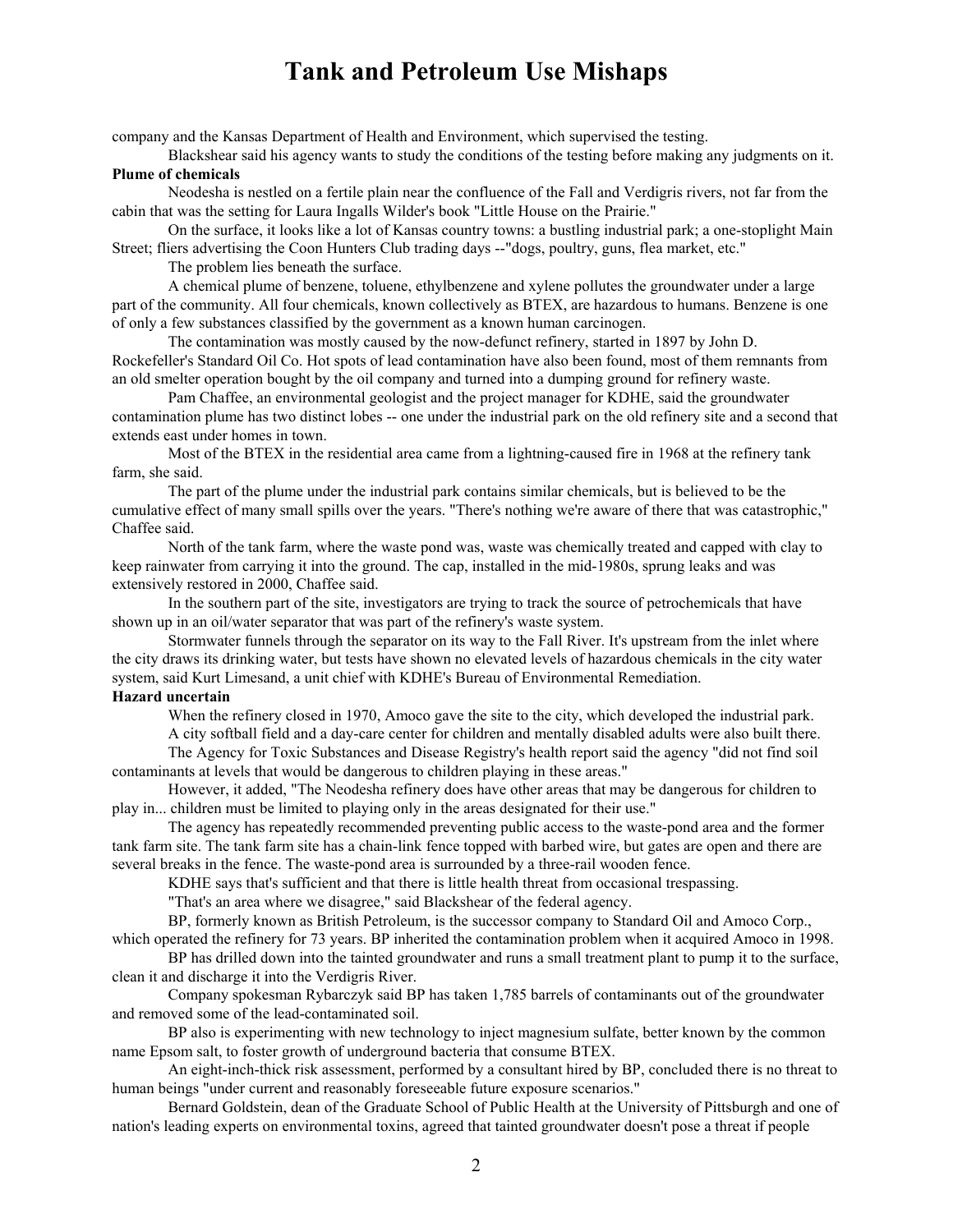company and the Kansas Department of Health and Environment, which supervised the testing.

Blackshear said his agency wants to study the conditions of the testing before making any judgments on it.

**Plume of chemicals**

Neodesha is nestled on a fertile plain near the confluence of the Fall and Verdigris rivers, not far from the cabin that was the setting for Laura Ingalls Wilder's book "Little House on the Prairie."

On the surface, it looks like a lot of Kansas country towns: a bustling industrial park; a one-stoplight Main Street; fliers advertising the Coon Hunters Club trading days --"dogs, poultry, guns, flea market, etc."

The problem lies beneath the surface.

A chemical plume of benzene, toluene, ethylbenzene and xylene pollutes the groundwater under a large part of the community. All four chemicals, known collectively as BTEX, are hazardous to humans. Benzene is one of only a few substances classified by the government as a known human carcinogen.

The contamination was mostly caused by the now-defunct refinery, started in 1897 by John D. Rockefeller's Standard Oil Co. Hot spots of lead contamination have also been found, most of them remnants from an old smelter operation bought by the oil company and turned into a dumping ground for refinery waste.

Pam Chaffee, an environmental geologist and the project manager for KDHE, said the groundwater contamination plume has two distinct lobes -- one under the industrial park on the old refinery site and a second that extends east under homes in town.

Most of the BTEX in the residential area came from a lightning-caused fire in 1968 at the refinery tank farm, she said.

The part of the plume under the industrial park contains similar chemicals, but is believed to be the cumulative effect of many small spills over the years. "There's nothing we're aware of there that was catastrophic," Chaffee said.

North of the tank farm, where the waste pond was, waste was chemically treated and capped with clay to keep rainwater from carrying it into the ground. The cap, installed in the mid-1980s, sprung leaks and was extensively restored in 2000, Chaffee said.

In the southern part of the site, investigators are trying to track the source of petrochemicals that have shown up in an oil/water separator that was part of the refinery's waste system.

Stormwater funnels through the separator on its way to the Fall River. It's upstream from the inlet where the city draws its drinking water, but tests have shown no elevated levels of hazardous chemicals in the city water system, said Kurt Limesand, a unit chief with KDHE's Bureau of Environmental Remediation.

**Hazard uncertain**

When the refinery closed in 1970, Amoco gave the site to the city, which developed the industrial park.

A city softball field and a day-care center for children and mentally disabled adults were also built there.

The Agency for Toxic Substances and Disease Registry's health report said the agency "did not find soil contaminants at levels that would be dangerous to children playing in these areas."

However, it added, "The Neodesha refinery does have other areas that may be dangerous for children to play in... children must be limited to playing only in the areas designated for their use."

The agency has repeatedly recommended preventing public access to the waste-pond area and the former tank farm site. The tank farm site has a chain-link fence topped with barbed wire, but gates are open and there are several breaks in the fence. The waste-pond area is surrounded by a three-rail wooden fence.

KDHE says that's sufficient and that there is little health threat from occasional trespassing.

"That's an area where we disagree," said Blackshear of the federal agency.

BP, formerly known as British Petroleum, is the successor company to Standard Oil and Amoco Corp., which operated the refinery for 73 years. BP inherited the contamination problem when it acquired Amoco in 1998.

BP has drilled down into the tainted groundwater and runs a small treatment plant to pump it to the surface, clean it and discharge it into the Verdigris River.

Company spokesman Rybarczyk said BP has taken 1,785 barrels of contaminants out of the groundwater and removed some of the lead-contaminated soil.

BP also is experimenting with new technology to inject magnesium sulfate, better known by the common name Epsom salt, to foster growth of underground bacteria that consume BTEX.

An eight-inch-thick risk assessment, performed by a consultant hired by BP, concluded there is no threat to human beings "under current and reasonably foreseeable future exposure scenarios."

Bernard Goldstein, dean of the Graduate School of Public Health at the University of Pittsburgh and one of nation's leading experts on environmental toxins, agreed that tainted groundwater doesn't pose a threat if people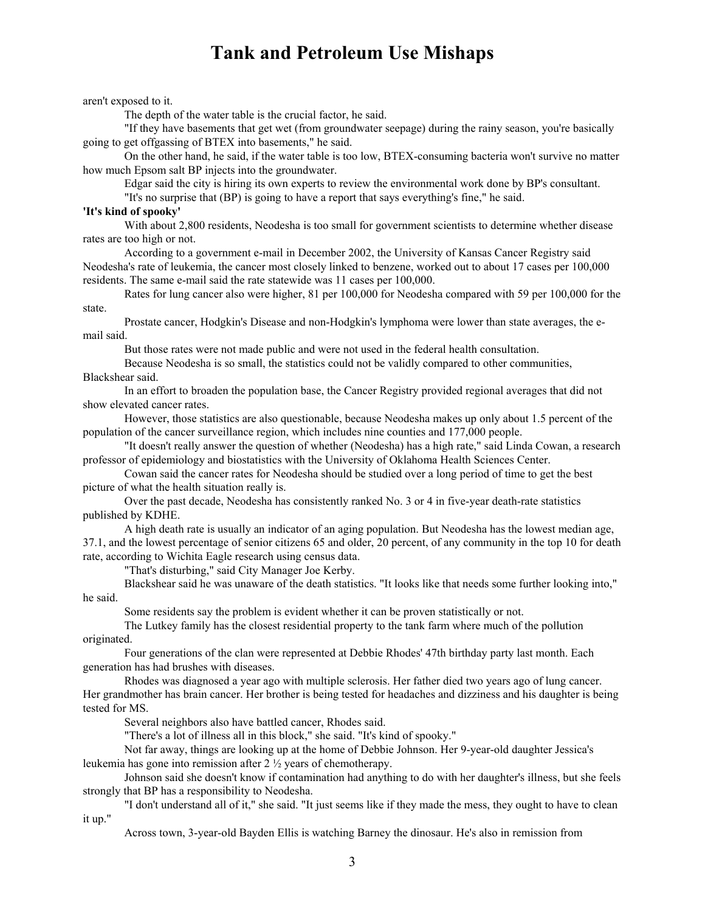aren't exposed to it.

The depth of the water table is the crucial factor, he said.

"If they have basements that get wet (from groundwater seepage) during the rainy season, you're basically going to get offgassing of BTEX into basements," he said.

On the other hand, he said, if the water table is too low, BTEX-consuming bacteria won't survive no matter how much Epsom salt BP injects into the groundwater.

Edgar said the city is hiring its own experts to review the environmental work done by BP's consultant.

"It's no surprise that (BP) is going to have a report that says everything's fine," he said.

**'It's kind of spooky'**

With about 2,800 residents, Neodesha is too small for government scientists to determine whether disease rates are too high or not.

According to a government e-mail in December 2002, the University of Kansas Cancer Registry said Neodesha's rate of leukemia, the cancer most closely linked to benzene, worked out to about 17 cases per 100,000 residents. The same e-mail said the rate statewide was 11 cases per 100,000.

Rates for lung cancer also were higher, 81 per 100,000 for Neodesha compared with 59 per 100,000 for the state.

Prostate cancer, Hodgkin's Disease and non-Hodgkin's lymphoma were lower than state averages, the e-mail said.

But those rates were not made public and were not used in the federal health consultation.

Because Neodesha is so small, the statistics could not be validly compared to other communities, Blackshear said.

In an effort to broaden the population base, the Cancer Registry provided regional averages that did not show elevated cancer rates.

However, those statistics are also questionable, because Neodesha makes up only about 1.5 percent of the population of the cancer surveillance region, which includes nine counties and 177,000 people.

"It doesn't really answer the question of whether (Neodesha) has a high rate," said Linda Cowan, a research professor of epidemiology and biostatistics with the University of Oklahoma Health Sciences Center.

Cowan said the cancer rates for Neodesha should be studied over a long period of time to get the best picture of what the health situation really is.

Over the past decade, Neodesha has consistently ranked No. 3 or 4 in five-year death-rate statistics published by KDHE.

A high death rate is usually an indicator of an aging population. But Neodesha has the lowest median age, 37.1, and the lowest percentage of senior citizens 65 and older, 20 percent, of any community in the top 10 for death rate, according to Wichita Eagle research using census data.

"That's disturbing," said City Manager Joe Kerby.

Blackshear said he was unaware of the death statistics. "It looks like that needs some further looking into," he said.

Some residents say the problem is evident whether it can be proven statistically or not.

The Lutkey family has the closest residential property to the tank farm where much of the pollution originated.

Four generations of the clan were represented at Debbie Rhodes' 47th birthday party last month. Each generation has had brushes with diseases.

Rhodes was diagnosed a year ago with multiple sclerosis. Her father died two years ago of lung cancer. Her grandmother has brain cancer. Her brother is being tested for headaches and dizziness and his daughter is being tested for MS.

Several neighbors also have battled cancer, Rhodes said.

"There's a lot of illness all in this block," she said. "It's kind of spooky."

Not far away, things are looking up at the home of Debbie Johnson. Her 9-year-old daughter Jessica's leukemia has gone into remission after 2 ½ years of chemotherapy.

Johnson said she doesn't know if contamination had anything to do with her daughter's illness, but she feels strongly that BP has a responsibility to Neodesha.

"I don't understand all of it," she said. "It just seems like if they made the mess, they ought to have to clean it up."

Across town, 3-year-old Bayden Ellis is watching Barney the dinosaur. He's also in remission from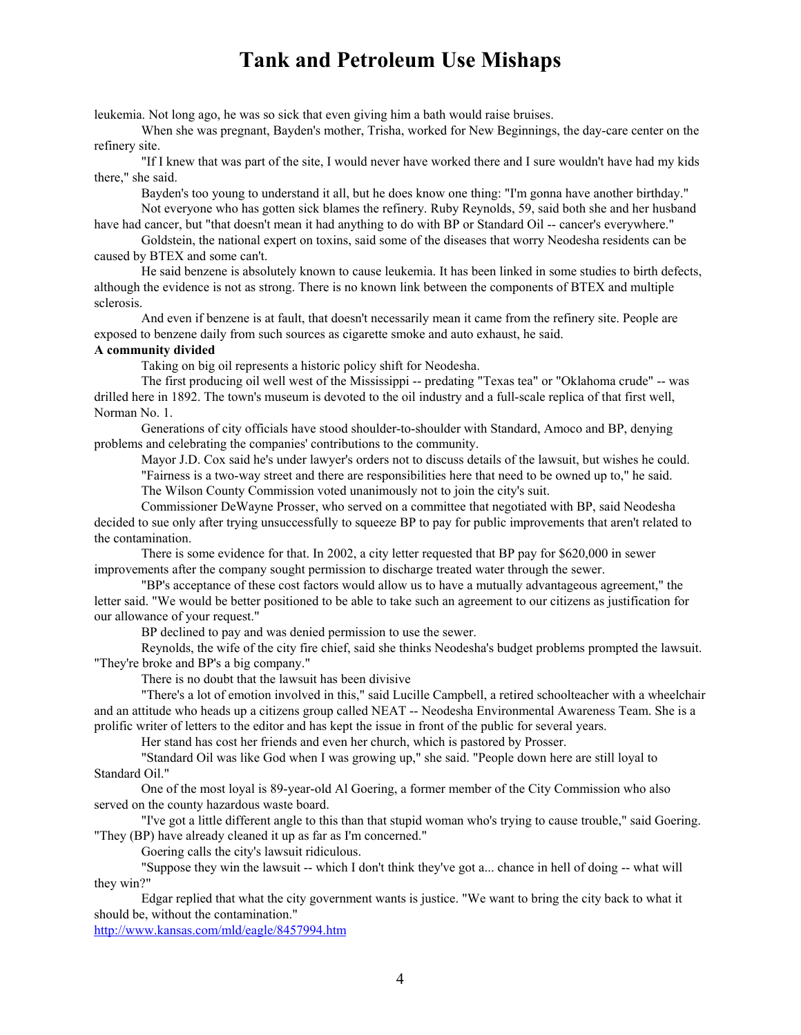leukemia. Not long ago, he was so sick that even giving him a bath would raise bruises.

When she was pregnant, Bayden's mother, Trisha, worked for New Beginnings, the day-care center on the refinery site.

"If I knew that was part of the site, I would never have worked there and I sure wouldn't have had my kids there," she said.

Bayden's too young to understand it all, but he does know one thing: "I'm gonna have another birthday."

Not everyone who has gotten sick blames the refinery. Ruby Reynolds, 59, said both she and her husband have had cancer, but "that doesn't mean it had anything to do with BP or Standard Oil -- cancer's everywhere."

Goldstein, the national expert on toxins, said some of the diseases that worry Neodesha residents can be caused by BTEX and some can't.

He said benzene is absolutely known to cause leukemia. It has been linked in some studies to birth defects, although the evidence is not as strong. There is no known link between the components of BTEX and multiple sclerosis.

And even if benzene is at fault, that doesn't necessarily mean it came from the refinery site. People are exposed to benzene daily from such sources as cigarette smoke and auto exhaust, he said.

**A community divided**

Taking on big oil represents a historic policy shift for Neodesha.

The first producing oil well west of the Mississippi -- predating "Texas tea" or "Oklahoma crude" -- was drilled here in 1892. The town's museum is devoted to the oil industry and a full-scale replica of that first well, Norman No. 1.

Generations of city officials have stood shoulder-to-shoulder with Standard, Amoco and BP, denying problems and celebrating the companies' contributions to the community.

Mayor J.D. Cox said he's under lawyer's orders not to discuss details of the lawsuit, but wishes he could.

"Fairness is a two-way street and there are responsibilities here that need to be owned up to," he said.

The Wilson County Commission voted unanimously not to join the city's suit.

Commissioner DeWayne Prosser, who served on a committee that negotiated with BP, said Neodesha decided to sue only after trying unsuccessfully to squeeze BP to pay for public improvements that aren't related to the contamination.

There is some evidence for that. In 2002, a city letter requested that BP pay for $620,000 in sewer improvements after the company sought permission to discharge treated water through the sewer.

"BP's acceptance of these cost factors would allow us to have a mutually advantageous agreement," the letter said. "We would be better positioned to be able to take such an agreement to our citizens as justification for our allowance of your request."

BP declined to pay and was denied permission to use the sewer.

Reynolds, the wife of the city fire chief, said she thinks Neodesha's budget problems prompted the lawsuit. "They're broke and BP's a big company."

There is no doubt that the lawsuit has been divisive

"There's a lot of emotion involved in this," said Lucille Campbell, a retired schoolteacher with a wheelchair and an attitude who heads up a citizens group called NEAT -- Neodesha Environmental Awareness Team. She is a prolific writer of letters to the editor and has kept the issue in front of the public for several years.

Her stand has cost her friends and even her church, which is pastored by Prosser.

"Standard Oil was like God when I was growing up," she said. "People down here are still loyal to Standard Oil."

One of the most loyal is 89-year-old Al Goering, a former member of the City Commission who also served on the county hazardous waste board.

"I've got a little different angle to this than that stupid woman who's trying to cause trouble," said Goering. "They (BP) have already cleaned it up as far as I'm concerned."

Goering calls the city's lawsuit ridiculous.

"Suppose they win the lawsuit -- which I don't think they've got a... chance in hell of doing -- what will they win?"

Edgar replied that what the city government wants is justice. "We want to bring the city back to what it should be, without the contamination."

http://www.kansas.com/mld/eagle/8457994.htm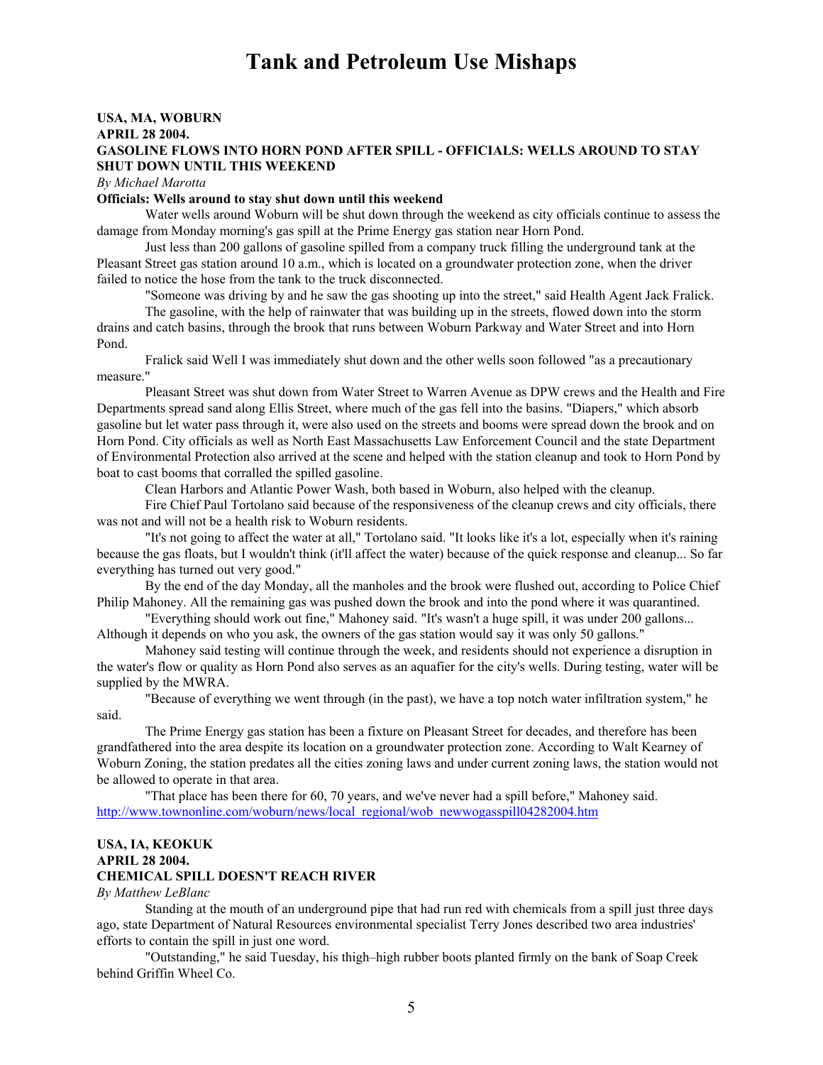# Tank and Petroleum Use Mishaps

**USA, MA, WOBURN**
**APRIL 28 2004.**
**GASOLINE FLOWS INTO HORN POND AFTER SPILL - OFFICIALS: WELLS AROUND TO STAY SHUT DOWN UNTIL THIS WEEKEND**

*By Michael Marotta*

**Officials: Wells around to stay shut down until this weekend**

Water wells around Woburn will be shut down through the weekend as city officials continue to assess the damage from Monday morning's gas spill at the Prime Energy gas station near Horn Pond.

Just less than 200 gallons of gasoline spilled from a company truck filling the underground tank at the Pleasant Street gas station around 10 a.m., which is located on a groundwater protection zone, when the driver failed to notice the hose from the tank to the truck disconnected.

"Someone was driving by and he saw the gas shooting up into the street," said Health Agent Jack Fralick.

The gasoline, with the help of rainwater that was building up in the streets, flowed down into the storm drains and catch basins, through the brook that runs between Woburn Parkway and Water Street and into Horn Pond.

Fralick said Well I was immediately shut down and the other wells soon followed "as a precautionary measure."

Pleasant Street was shut down from Water Street to Warren Avenue as DPW crews and the Health and Fire Departments spread sand along Ellis Street, where much of the gas fell into the basins. "Diapers," which absorb gasoline but let water pass through it, were also used on the streets and booms were spread down the brook and on Horn Pond. City officials as well as North East Massachusetts Law Enforcement Council and the state Department of Environmental Protection also arrived at the scene and helped with the station cleanup and took to Horn Pond by boat to cast booms that corralled the spilled gasoline.

Clean Harbors and Atlantic Power Wash, both based in Woburn, also helped with the cleanup.

Fire Chief Paul Tortolano said because of the responsiveness of the cleanup crews and city officials, there was not and will not be a health risk to Woburn residents.

"It's not going to affect the water at all," Tortolano said. "It looks like it's a lot, especially when it's raining because the gas floats, but I wouldn't think (it'll affect the water) because of the quick response and cleanup... So far everything has turned out very good."

By the end of the day Monday, all the manholes and the brook were flushed out, according to Police Chief Philip Mahoney. All the remaining gas was pushed down the brook and into the pond where it was quarantined.

"Everything should work out fine," Mahoney said. "It's wasn't a huge spill, it was under 200 gallons... Although it depends on who you ask, the owners of the gas station would say it was only 50 gallons."

Mahoney said testing will continue through the week, and residents should not experience a disruption in the water's flow or quality as Horn Pond also serves as an aquafier for the city's wells. During testing, water will be supplied by the MWRA.

"Because of everything we went through (in the past), we have a top notch water infiltration system," he said.

The Prime Energy gas station has been a fixture on Pleasant Street for decades, and therefore has been grandfathered into the area despite its location on a groundwater protection zone. According to Walt Kearney of Woburn Zoning, the station predates all the cities zoning laws and under current zoning laws, the station would not be allowed to operate in that area.

"That place has been there for 60, 70 years, and we've never had a spill before," Mahoney said.
http://www.townonline.com/woburn/news/local_regional/wob_newwogasspill04282004.htm

**USA, IA, KEOKUK**
**APRIL 28 2004.**
**CHEMICAL SPILL DOESN'T REACH RIVER**

*By Matthew LeBlanc*

Standing at the mouth of an underground pipe that had run red with chemicals from a spill just three days ago, state Department of Natural Resources environmental specialist Terry Jones described two area industries' efforts to contain the spill in just one word.

"Outstanding," he said Tuesday, his thigh–high rubber boots planted firmly on the bank of Soap Creek behind Griffin Wheel Co.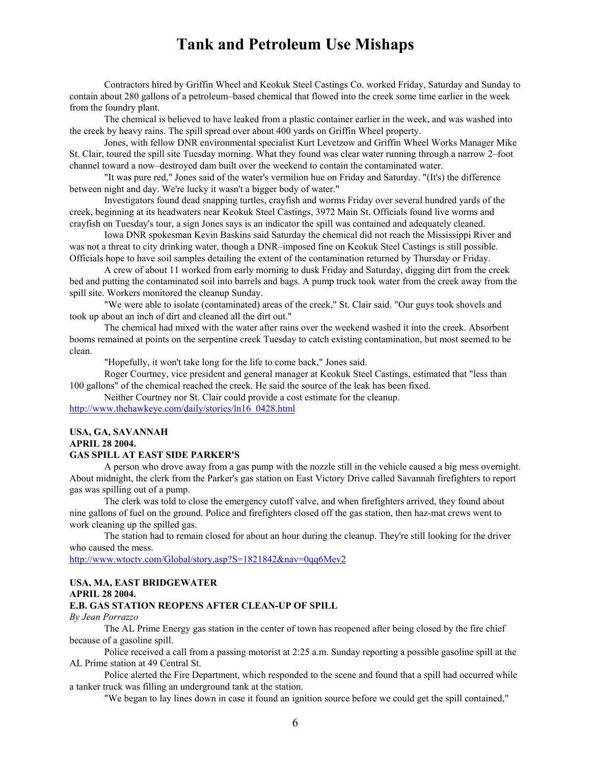# Tank and Petroleum Use Mishaps

Contractors hired by Griffin Wheel and Keokuk Steel Castings Co. worked Friday, Saturday and Sunday to contain about 280 gallons of a petroleum–based chemical that flowed into the creek some time earlier in the week from the foundry plant.

The chemical is believed to have leaked from a plastic container earlier in the week, and was washed into the creek by heavy rains. The spill spread over about 400 yards on Griffin Wheel property.

Jones, with fellow DNR environmental specialist Kurt Levetzow and Griffin Wheel Works Manager Mike St. Clair, toured the spill site Tuesday morning. What they found was clear water running through a narrow 2–foot channel toward a now–destroyed dam built over the weekend to contain the contaminated water.

"It was pure red," Jones said of the water's vermilion hue on Friday and Saturday. "(It's) the difference between night and day. We're lucky it wasn't a bigger body of water."

Investigators found dead snapping turtles, crayfish and worms Friday over several hundred yards of the creek, beginning at its headwaters near Keokuk Steel Castings, 3972 Main St. Officials found live worms and crayfish on Tuesday's tour, a sign Jones says is an indicator the spill was contained and adequately cleaned.

Iowa DNR spokesman Kevin Baskins said Saturday the chemical did not reach the Mississippi River and was not a threat to city drinking water, though a DNR–imposed fine on Keokuk Steel Castings is still possible. Officials hope to have soil samples detailing the extent of the contamination returned by Thursday or Friday.

A crew of about 11 worked from early morning to dusk Friday and Saturday, digging dirt from the creek bed and putting the contaminated soil into barrels and bags. A pump truck took water from the creek away from the spill site. Workers monitored the cleanup Sunday.

"We were able to isolate (contaminated) areas of the creek," St. Clair said. "Our guys took shovels and took up about an inch of dirt and cleaned all the dirt out."

The chemical had mixed with the water after rains over the weekend washed it into the creek. Absorbent booms remained at points on the serpentine creek Tuesday to catch existing contamination, but most seemed to be clean.

"Hopefully, it won't take long for the life to come back," Jones said.

Roger Courtney, vice president and general manager at Keokuk Steel Castings, estimated that "less than 100 gallons" of the chemical reached the creek. He said the source of the leak has been fixed.

Neither Courtney nor St. Clair could provide a cost estimate for the cleanup.

http://www.thehawkeye.com/daily/stories/ln16_0428.html

**USA, GA, SAVANNAH**
**APRIL 28 2004.**
**GAS SPILL AT EAST SIDE PARKER'S**

A person who drove away from a gas pump with the nozzle still in the vehicle caused a big mess overnight. About midnight, the clerk from the Parker's gas station on East Victory Drive called Savannah firefighters to report gas was spilling out of a pump.

The clerk was told to close the emergency cutoff valve, and when firefighters arrived, they found about nine gallons of fuel on the ground. Police and firefighters closed off the gas station, then haz-mat crews went to work cleaning up the spilled gas.

The station had to remain closed for about an hour during the cleanup. They're still looking for the driver who caused the mess.

http://www.wtoctv.com/Global/story.asp?S=1821842&nav=0qq6Mev2

**USA, MA, EAST BRIDGEWATER**
**APRIL 28 2004.**
**E.B. GAS STATION REOPENS AFTER CLEAN-UP OF SPILL**

*By Jean Porrazzo*

The AL Prime Energy gas station in the center of town has reopened after being closed by the fire chief because of a gasoline spill.

Police received a call from a passing motorist at 2:25 a.m. Sunday reporting a possible gasoline spill at the AL Prime station at 49 Central St.

Police alerted the Fire Department, which responded to the scene and found that a spill had occurred while a tanker truck was filling an underground tank at the station.

"We began to lay lines down in case it found an ignition source before we could get the spill contained,"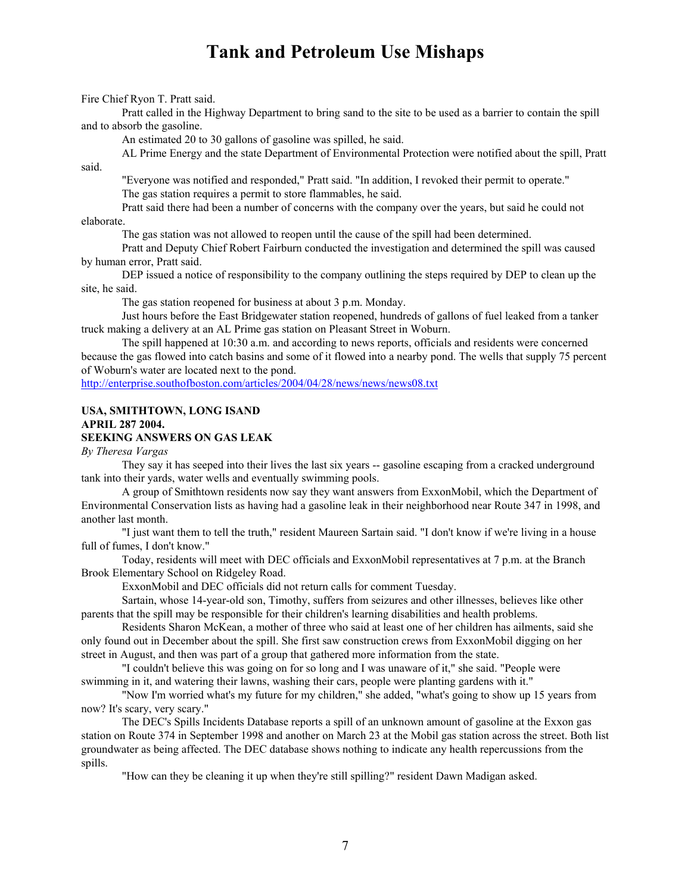Fire Chief Ryon T. Pratt said.

Pratt called in the Highway Department to bring sand to the site to be used as a barrier to contain the spill and to absorb the gasoline.

An estimated 20 to 30 gallons of gasoline was spilled, he said.

AL Prime Energy and the state Department of Environmental Protection were notified about the spill, Pratt said.

"Everyone was notified and responded," Pratt said. "In addition, I revoked their permit to operate."

The gas station requires a permit to store flammables, he said.

Pratt said there had been a number of concerns with the company over the years, but said he could not elaborate.

The gas station was not allowed to reopen until the cause of the spill had been determined.

Pratt and Deputy Chief Robert Fairburn conducted the investigation and determined the spill was caused by human error, Pratt said.

DEP issued a notice of responsibility to the company outlining the steps required by DEP to clean up the site, he said.

The gas station reopened for business at about 3 p.m. Monday.

Just hours before the East Bridgewater station reopened, hundreds of gallons of fuel leaked from a tanker truck making a delivery at an AL Prime gas station on Pleasant Street in Woburn.

The spill happened at 10:30 a.m. and according to news reports, officials and residents were concerned because the gas flowed into catch basins and some of it flowed into a nearby pond. The wells that supply 75 percent of Woburn's water are located next to the pond.

http://enterprise.southofboston.com/articles/2004/04/28/news/news/news08.txt

**USA, SMITHTOWN, LONG ISAND**
**APRIL 287 2004.**
**SEEKING ANSWERS ON GAS LEAK**

*By Theresa Vargas*

They say it has seeped into their lives the last six years -- gasoline escaping from a cracked underground tank into their yards, water wells and eventually swimming pools.

A group of Smithtown residents now say they want answers from ExxonMobil, which the Department of Environmental Conservation lists as having had a gasoline leak in their neighborhood near Route 347 in 1998, and another last month.

"I just want them to tell the truth," resident Maureen Sartain said. "I don't know if we're living in a house full of fumes, I don't know."

Today, residents will meet with DEC officials and ExxonMobil representatives at 7 p.m. at the Branch Brook Elementary School on Ridgeley Road.

ExxonMobil and DEC officials did not return calls for comment Tuesday.

Sartain, whose 14-year-old son, Timothy, suffers from seizures and other illnesses, believes like other parents that the spill may be responsible for their children's learning disabilities and health problems.

Residents Sharon McKean, a mother of three who said at least one of her children has ailments, said she only found out in December about the spill. She first saw construction crews from ExxonMobil digging on her street in August, and then was part of a group that gathered more information from the state.

"I couldn't believe this was going on for so long and I was unaware of it," she said. "People were swimming in it, and watering their lawns, washing their cars, people were planting gardens with it."

"Now I'm worried what's my future for my children," she added, "what's going to show up 15 years from now? It's scary, very scary."

The DEC's Spills Incidents Database reports a spill of an unknown amount of gasoline at the Exxon gas station on Route 374 in September 1998 and another on March 23 at the Mobil gas station across the street. Both list groundwater as being affected. The DEC database shows nothing to indicate any health repercussions from the spills.

"How can they be cleaning it up when they're still spilling?" resident Dawn Madigan asked.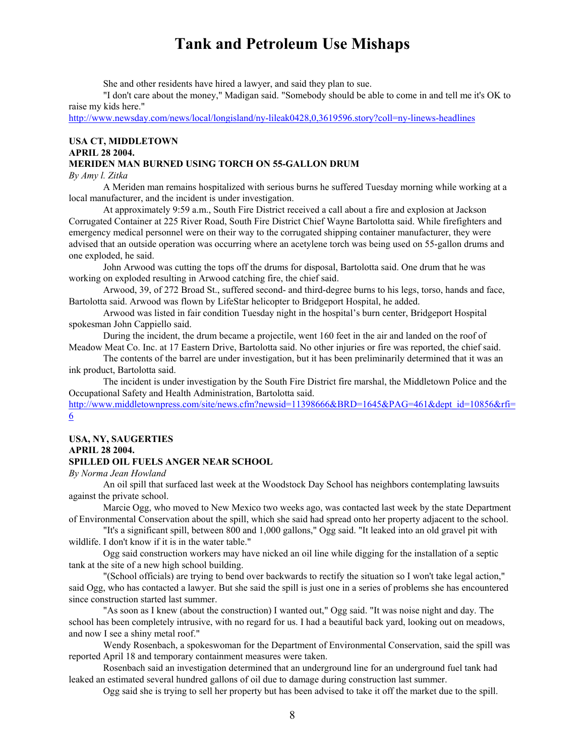She and other residents have hired a lawyer, and said they plan to sue.

"I don't care about the money," Madigan said. "Somebody should be able to come in and tell me it's OK to raise my kids here."

http://www.newsday.com/news/local/longisland/ny-lileak0428,0,3619596.story?coll=ny-linews-headlines

**USA CT, MIDDLETOWN**
**APRIL 28 2004.**
**MERIDEN MAN BURNED USING TORCH ON 55-GALLON DRUM**

*By Amy l. Zitka*

A Meriden man remains hospitalized with serious burns he suffered Tuesday morning while working at a local manufacturer, and the incident is under investigation.

At approximately 9:59 a.m., South Fire District received a call about a fire and explosion at Jackson Corrugated Container at 225 River Road, South Fire District Chief Wayne Bartolotta said. While firefighters and emergency medical personnel were on their way to the corrugated shipping container manufacturer, they were advised that an outside operation was occurring where an acetylene torch was being used on 55-gallon drums and one exploded, he said.

John Arwood was cutting the tops off the drums for disposal, Bartolotta said. One drum that he was working on exploded resulting in Arwood catching fire, the chief said.

Arwood, 39, of 272 Broad St., suffered second- and third-degree burns to his legs, torso, hands and face, Bartolotta said. Arwood was flown by LifeStar helicopter to Bridgeport Hospital, he added.

Arwood was listed in fair condition Tuesday night in the hospital's burn center, Bridgeport Hospital spokesman John Cappiello said.

During the incident, the drum became a projectile, went 160 feet in the air and landed on the roof of Meadow Meat Co. Inc. at 17 Eastern Drive, Bartolotta said. No other injuries or fire was reported, the chief said.

The contents of the barrel are under investigation, but it has been preliminarily determined that it was an ink product, Bartolotta said.

The incident is under investigation by the South Fire District fire marshal, the Middletown Police and the Occupational Safety and Health Administration, Bartolotta said.

http://www.middletownpress.com/site/news.cfm?newsid=11398666&BRD=1645&PAG=461&dept_id=10856&rfi=6

**USA, NY, SAUGERTIES**
**APRIL 28 2004.**
**SPILLED OIL FUELS ANGER NEAR SCHOOL**

*By Norma Jean Howland*

An oil spill that surfaced last week at the Woodstock Day School has neighbors contemplating lawsuits against the private school.

Marcie Ogg, who moved to New Mexico two weeks ago, was contacted last week by the state Department of Environmental Conservation about the spill, which she said had spread onto her property adjacent to the school.

"It's a significant spill, between 800 and 1,000 gallons," Ogg said. "It leaked into an old gravel pit with wildlife. I don't know if it is in the water table."

Ogg said construction workers may have nicked an oil line while digging for the installation of a septic tank at the site of a new high school building.

"(School officials) are trying to bend over backwards to rectify the situation so I won't take legal action," said Ogg, who has contacted a lawyer. But she said the spill is just one in a series of problems she has encountered since construction started last summer.

"As soon as I knew (about the construction) I wanted out," Ogg said. "It was noise night and day. The school has been completely intrusive, with no regard for us. I had a beautiful back yard, looking out on meadows, and now I see a shiny metal roof."

Wendy Rosenbach, a spokeswoman for the Department of Environmental Conservation, said the spill was reported April 18 and temporary containment measures were taken.

Rosenbach said an investigation determined that an underground line for an underground fuel tank had leaked an estimated several hundred gallons of oil due to damage during construction last summer.

Ogg said she is trying to sell her property but has been advised to take it off the market due to the spill.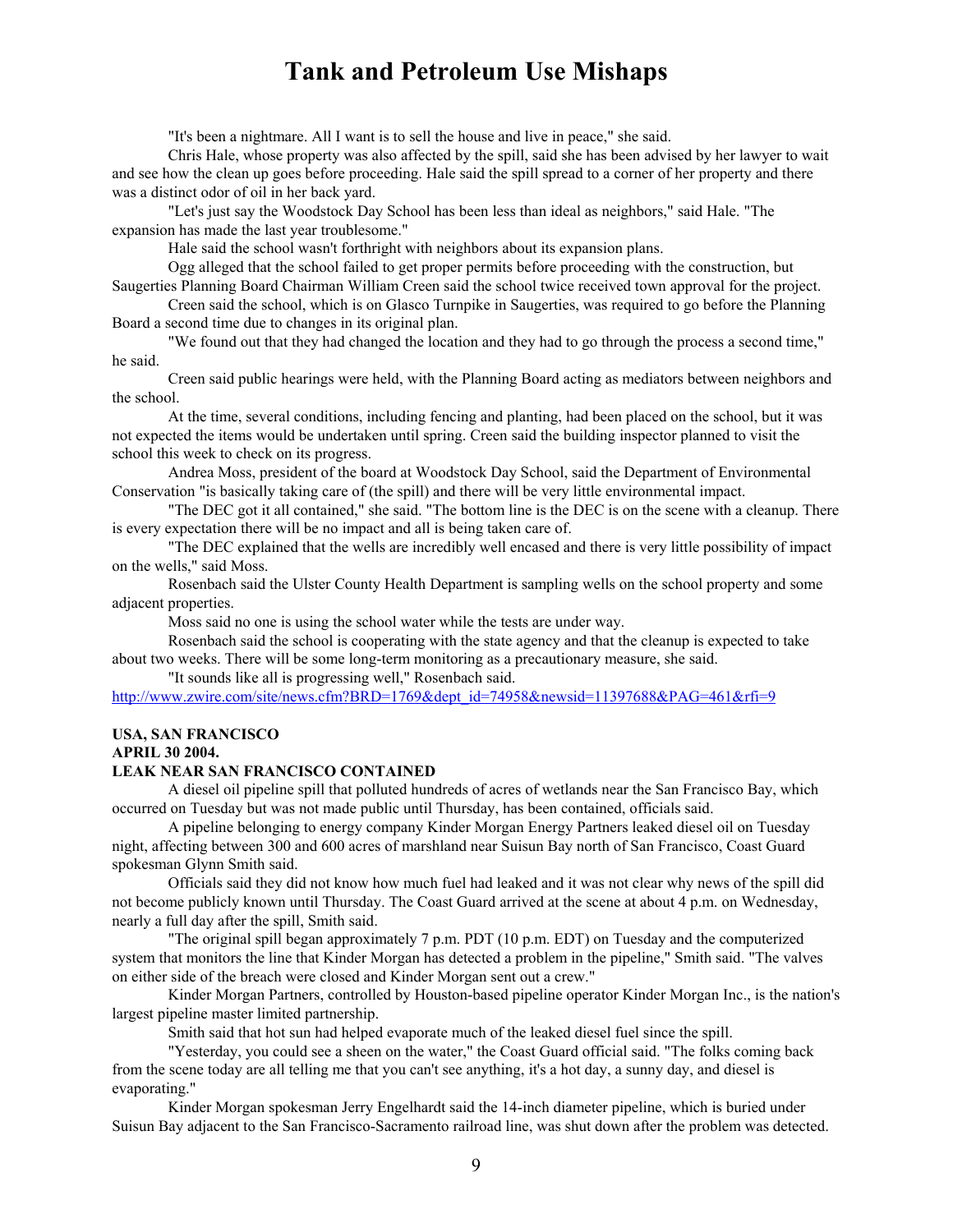"It's been a nightmare. All I want is to sell the house and live in peace," she said.

Chris Hale, whose property was also affected by the spill, said she has been advised by her lawyer to wait and see how the clean up goes before proceeding. Hale said the spill spread to a corner of her property and there was a distinct odor of oil in her back yard.

"Let's just say the Woodstock Day School has been less than ideal as neighbors," said Hale. "The expansion has made the last year troublesome."

Hale said the school wasn't forthright with neighbors about its expansion plans.

Ogg alleged that the school failed to get proper permits before proceeding with the construction, but Saugerties Planning Board Chairman William Creen said the school twice received town approval for the project.

Creen said the school, which is on Glasco Turnpike in Saugerties, was required to go before the Planning Board a second time due to changes in its original plan.

"We found out that they had changed the location and they had to go through the process a second time," he said.

Creen said public hearings were held, with the Planning Board acting as mediators between neighbors and the school.

At the time, several conditions, including fencing and planting, had been placed on the school, but it was not expected the items would be undertaken until spring. Creen said the building inspector planned to visit the school this week to check on its progress.

Andrea Moss, president of the board at Woodstock Day School, said the Department of Environmental Conservation "is basically taking care of (the spill) and there will be very little environmental impact.

"The DEC got it all contained," she said. "The bottom line is the DEC is on the scene with a cleanup. There is every expectation there will be no impact and all is being taken care of.

"The DEC explained that the wells are incredibly well encased and there is very little possibility of impact on the wells," said Moss.

Rosenbach said the Ulster County Health Department is sampling wells on the school property and some adjacent properties.

Moss said no one is using the school water while the tests are under way.

Rosenbach said the school is cooperating with the state agency and that the cleanup is expected to take about two weeks. There will be some long-term monitoring as a precautionary measure, she said.

"It sounds like all is progressing well," Rosenbach said.

http://www.zwire.com/site/news.cfm?BRD=1769&dept_id=74958&newsid=11397688&PAG=461&rfi=9

**USA, SAN FRANCISCO**
**APRIL 30 2004.**
**LEAK NEAR SAN FRANCISCO CONTAINED**

A diesel oil pipeline spill that polluted hundreds of acres of wetlands near the San Francisco Bay, which occurred on Tuesday but was not made public until Thursday, has been contained, officials said.

A pipeline belonging to energy company Kinder Morgan Energy Partners leaked diesel oil on Tuesday night, affecting between 300 and 600 acres of marshland near Suisun Bay north of San Francisco, Coast Guard spokesman Glynn Smith said.

Officials said they did not know how much fuel had leaked and it was not clear why news of the spill did not become publicly known until Thursday. The Coast Guard arrived at the scene at about 4 p.m. on Wednesday, nearly a full day after the spill, Smith said.

"The original spill began approximately 7 p.m. PDT (10 p.m. EDT) on Tuesday and the computerized system that monitors the line that Kinder Morgan has detected a problem in the pipeline," Smith said. "The valves on either side of the breach were closed and Kinder Morgan sent out a crew."

Kinder Morgan Partners, controlled by Houston-based pipeline operator Kinder Morgan Inc., is the nation's largest pipeline master limited partnership.

Smith said that hot sun had helped evaporate much of the leaked diesel fuel since the spill.

"Yesterday, you could see a sheen on the water," the Coast Guard official said. "The folks coming back from the scene today are all telling me that you can't see anything, it's a hot day, a sunny day, and diesel is evaporating."

Kinder Morgan spokesman Jerry Engelhardt said the 14-inch diameter pipeline, which is buried under Suisun Bay adjacent to the San Francisco-Sacramento railroad line, was shut down after the problem was detected.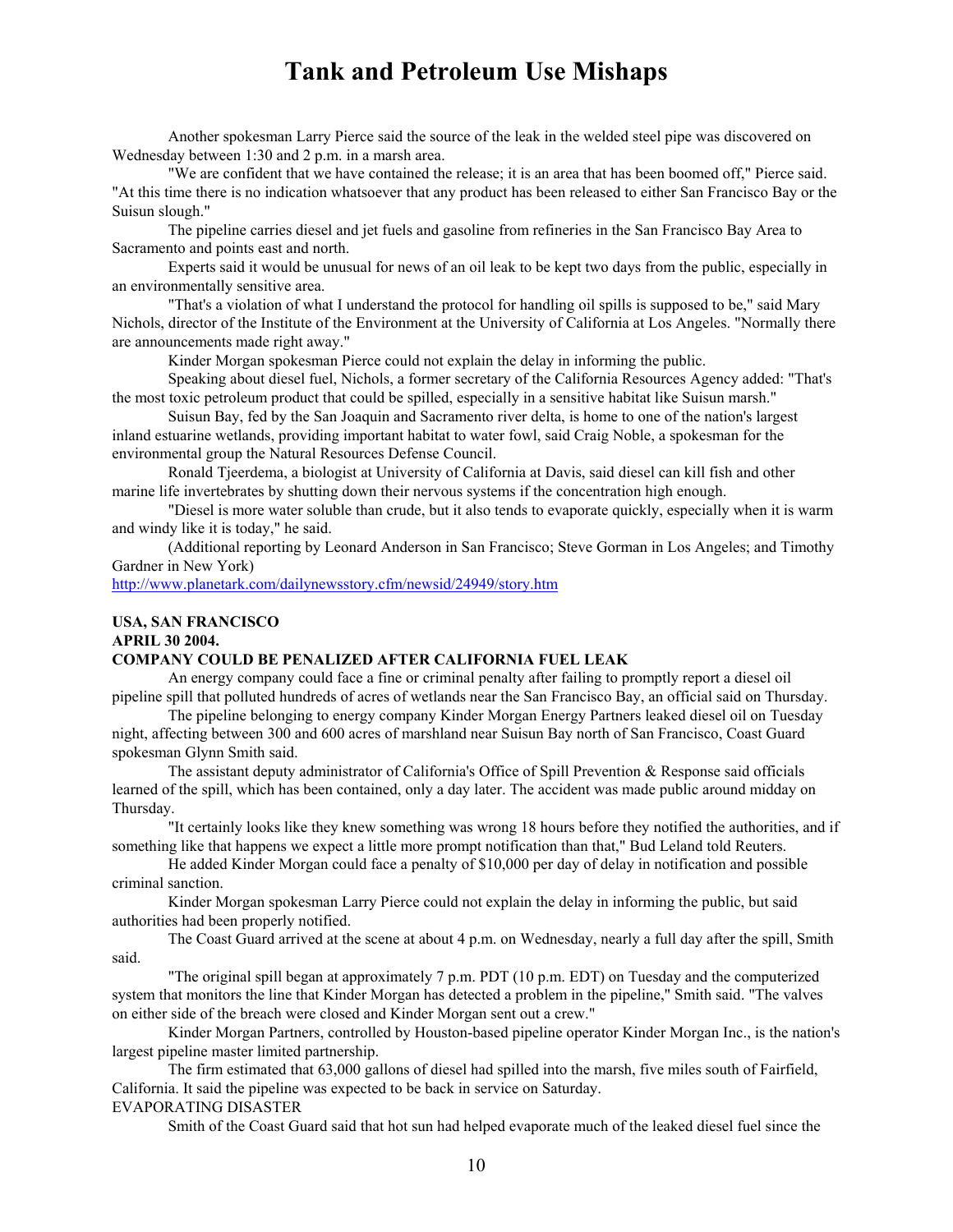Another spokesman Larry Pierce said the source of the leak in the welded steel pipe was discovered on Wednesday between 1:30 and 2 p.m. in a marsh area.

"We are confident that we have contained the release; it is an area that has been boomed off," Pierce said. "At this time there is no indication whatsoever that any product has been released to either San Francisco Bay or the Suisun slough."

The pipeline carries diesel and jet fuels and gasoline from refineries in the San Francisco Bay Area to Sacramento and points east and north.

Experts said it would be unusual for news of an oil leak to be kept two days from the public, especially in an environmentally sensitive area.

"That's a violation of what I understand the protocol for handling oil spills is supposed to be," said Mary Nichols, director of the Institute of the Environment at the University of California at Los Angeles. "Normally there are announcements made right away."

Kinder Morgan spokesman Pierce could not explain the delay in informing the public.

Speaking about diesel fuel, Nichols, a former secretary of the California Resources Agency added: "That's the most toxic petroleum product that could be spilled, especially in a sensitive habitat like Suisun marsh."

Suisun Bay, fed by the San Joaquin and Sacramento river delta, is home to one of the nation's largest inland estuarine wetlands, providing important habitat to water fowl, said Craig Noble, a spokesman for the environmental group the Natural Resources Defense Council.

Ronald Tjeerdema, a biologist at University of California at Davis, said diesel can kill fish and other marine life invertebrates by shutting down their nervous systems if the concentration high enough.

"Diesel is more water soluble than crude, but it also tends to evaporate quickly, especially when it is warm and windy like it is today," he said.

(Additional reporting by Leonard Anderson in San Francisco; Steve Gorman in Los Angeles; and Timothy Gardner in New York)

http://www.planetark.com/dailynewsstory.cfm/newsid/24949/story.htm

**USA, SAN FRANCISCO**
**APRIL 30 2004.**
**COMPANY COULD BE PENALIZED AFTER CALIFORNIA FUEL LEAK**

An energy company could face a fine or criminal penalty after failing to promptly report a diesel oil pipeline spill that polluted hundreds of acres of wetlands near the San Francisco Bay, an official said on Thursday.

The pipeline belonging to energy company Kinder Morgan Energy Partners leaked diesel oil on Tuesday night, affecting between 300 and 600 acres of marshland near Suisun Bay north of San Francisco, Coast Guard spokesman Glynn Smith said.

The assistant deputy administrator of California's Office of Spill Prevention & Response said officials learned of the spill, which has been contained, only a day later. The accident was made public around midday on Thursday.

"It certainly looks like they knew something was wrong 18 hours before they notified the authorities, and if something like that happens we expect a little more prompt notification than that," Bud Leland told Reuters.

He added Kinder Morgan could face a penalty of $10,000 per day of delay in notification and possible criminal sanction.

Kinder Morgan spokesman Larry Pierce could not explain the delay in informing the public, but said authorities had been properly notified.

The Coast Guard arrived at the scene at about 4 p.m. on Wednesday, nearly a full day after the spill, Smith said.

"The original spill began at approximately 7 p.m. PDT (10 p.m. EDT) on Tuesday and the computerized system that monitors the line that Kinder Morgan has detected a problem in the pipeline," Smith said. "The valves on either side of the breach were closed and Kinder Morgan sent out a crew."

Kinder Morgan Partners, controlled by Houston-based pipeline operator Kinder Morgan Inc., is the nation's largest pipeline master limited partnership.

The firm estimated that 63,000 gallons of diesel had spilled into the marsh, five miles south of Fairfield, California. It said the pipeline was expected to be back in service on Saturday.

EVAPORATING DISASTER

Smith of the Coast Guard said that hot sun had helped evaporate much of the leaked diesel fuel since the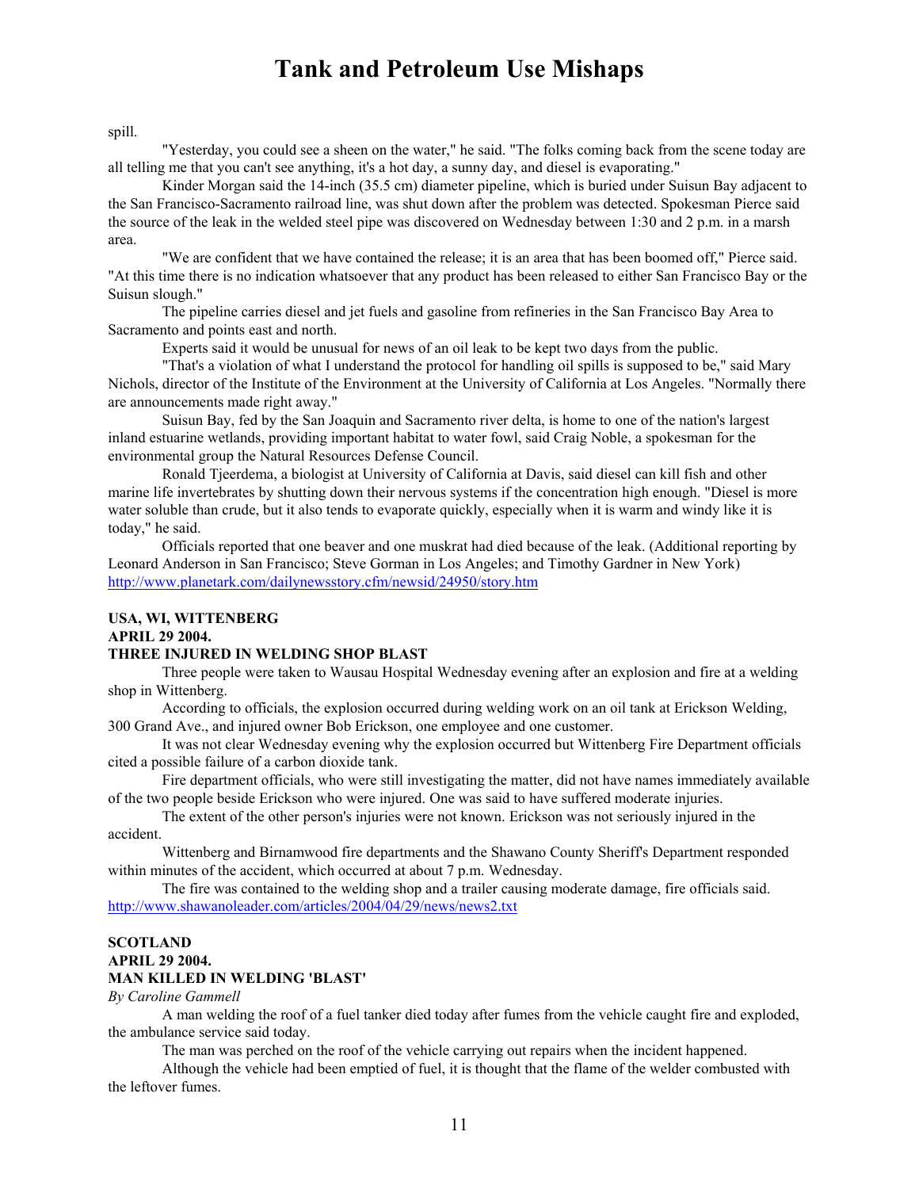spill.

"Yesterday, you could see a sheen on the water," he said. "The folks coming back from the scene today are all telling me that you can't see anything, it's a hot day, a sunny day, and diesel is evaporating."

Kinder Morgan said the 14-inch (35.5 cm) diameter pipeline, which is buried under Suisun Bay adjacent to the San Francisco-Sacramento railroad line, was shut down after the problem was detected. Spokesman Pierce said the source of the leak in the welded steel pipe was discovered on Wednesday between 1:30 and 2 p.m. in a marsh area.

"We are confident that we have contained the release; it is an area that has been boomed off," Pierce said. "At this time there is no indication whatsoever that any product has been released to either San Francisco Bay or the Suisun slough."

The pipeline carries diesel and jet fuels and gasoline from refineries in the San Francisco Bay Area to Sacramento and points east and north.

Experts said it would be unusual for news of an oil leak to be kept two days from the public.

"That's a violation of what I understand the protocol for handling oil spills is supposed to be," said Mary Nichols, director of the Institute of the Environment at the University of California at Los Angeles. "Normally there are announcements made right away."

Suisun Bay, fed by the San Joaquin and Sacramento river delta, is home to one of the nation's largest inland estuarine wetlands, providing important habitat to water fowl, said Craig Noble, a spokesman for the environmental group the Natural Resources Defense Council.

Ronald Tjeerdema, a biologist at University of California at Davis, said diesel can kill fish and other marine life invertebrates by shutting down their nervous systems if the concentration high enough. "Diesel is more water soluble than crude, but it also tends to evaporate quickly, especially when it is warm and windy like it is today," he said.

Officials reported that one beaver and one muskrat had died because of the leak. (Additional reporting by Leonard Anderson in San Francisco; Steve Gorman in Los Angeles; and Timothy Gardner in New York)
http://www.planetark.com/dailynewsstory.cfm/newsid/24950/story.htm

**USA, WI, WITTENBERG**
**APRIL 29 2004.**
**THREE INJURED IN WELDING SHOP BLAST**

Three people were taken to Wausau Hospital Wednesday evening after an explosion and fire at a welding shop in Wittenberg.

According to officials, the explosion occurred during welding work on an oil tank at Erickson Welding, 300 Grand Ave., and injured owner Bob Erickson, one employee and one customer.

It was not clear Wednesday evening why the explosion occurred but Wittenberg Fire Department officials cited a possible failure of a carbon dioxide tank.

Fire department officials, who were still investigating the matter, did not have names immediately available of the two people beside Erickson who were injured. One was said to have suffered moderate injuries.

The extent of the other person's injuries were not known. Erickson was not seriously injured in the accident.

Wittenberg and Birnamwood fire departments and the Shawano County Sheriff's Department responded within minutes of the accident, which occurred at about 7 p.m. Wednesday.

The fire was contained to the welding shop and a trailer causing moderate damage, fire officials said.
http://www.shawanoleader.com/articles/2004/04/29/news/news2.txt

**SCOTLAND**
**APRIL 29 2004.**
**MAN KILLED IN WELDING 'BLAST'**
*By Caroline Gammell*

A man welding the roof of a fuel tanker died today after fumes from the vehicle caught fire and exploded, the ambulance service said today.

The man was perched on the roof of the vehicle carrying out repairs when the incident happened.

Although the vehicle had been emptied of fuel, it is thought that the flame of the welder combusted with the leftover fumes.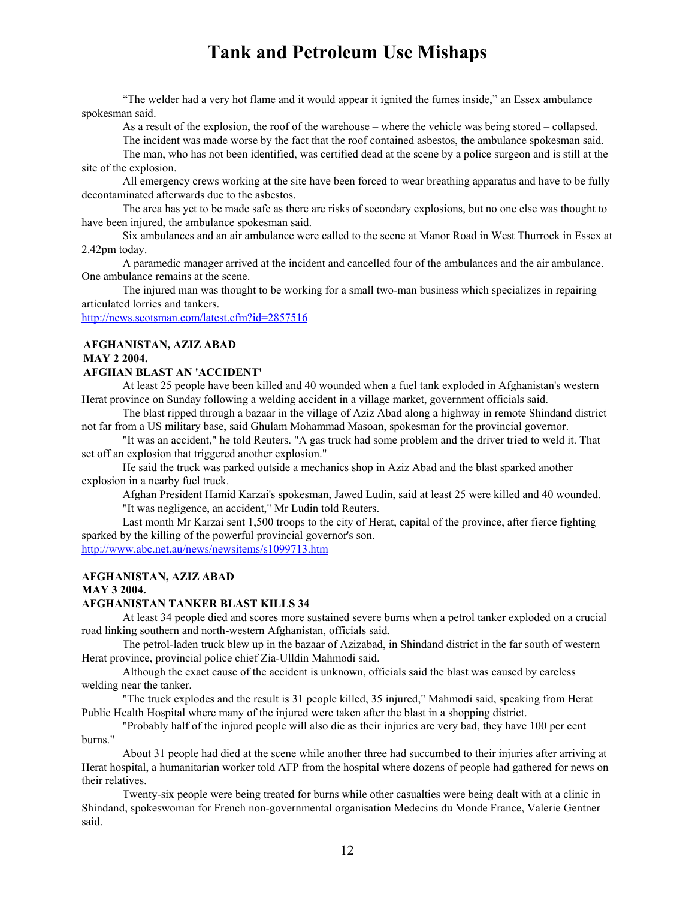"The welder had a very hot flame and it would appear it ignited the fumes inside," an Essex ambulance spokesman said.

As a result of the explosion, the roof of the warehouse – where the vehicle was being stored – collapsed.

The incident was made worse by the fact that the roof contained asbestos, the ambulance spokesman said.

The man, who has not been identified, was certified dead at the scene by a police surgeon and is still at the site of the explosion.

All emergency crews working at the site have been forced to wear breathing apparatus and have to be fully decontaminated afterwards due to the asbestos.

The area has yet to be made safe as there are risks of secondary explosions, but no one else was thought to have been injured, the ambulance spokesman said.

Six ambulances and an air ambulance were called to the scene at Manor Road in West Thurrock in Essex at 2.42pm today.

A paramedic manager arrived at the incident and cancelled four of the ambulances and the air ambulance. One ambulance remains at the scene.

The injured man was thought to be working for a small two-man business which specializes in repairing articulated lorries and tankers.

http://news.scotsman.com/latest.cfm?id=2857516

**AFGHANISTAN, AZIZ ABAD**
**MAY 2 2004.**
**AFGHAN BLAST AN 'ACCIDENT'**

At least 25 people have been killed and 40 wounded when a fuel tank exploded in Afghanistan's western Herat province on Sunday following a welding accident in a village market, government officials said.

The blast ripped through a bazaar in the village of Aziz Abad along a highway in remote Shindand district not far from a US military base, said Ghulam Mohammad Masoan, spokesman for the provincial governor.

"It was an accident," he told Reuters. "A gas truck had some problem and the driver tried to weld it. That set off an explosion that triggered another explosion."

He said the truck was parked outside a mechanics shop in Aziz Abad and the blast sparked another explosion in a nearby fuel truck.

Afghan President Hamid Karzai's spokesman, Jawed Ludin, said at least 25 were killed and 40 wounded. "It was negligence, an accident," Mr Ludin told Reuters.

Last month Mr Karzai sent 1,500 troops to the city of Herat, capital of the province, after fierce fighting sparked by the killing of the powerful provincial governor's son.

http://www.abc.net.au/news/newsitems/s1099713.htm

**AFGHANISTAN, AZIZ ABAD**
**MAY 3 2004.**
**AFGHANISTAN TANKER BLAST KILLS 34**

At least 34 people died and scores more sustained severe burns when a petrol tanker exploded on a crucial road linking southern and north-western Afghanistan, officials said.

The petrol-laden truck blew up in the bazaar of Azizabad, in Shindand district in the far south of western Herat province, provincial police chief Zia-Ulldin Mahmodi said.

Although the exact cause of the accident is unknown, officials said the blast was caused by careless welding near the tanker.

"The truck explodes and the result is 31 people killed, 35 injured," Mahmodi said, speaking from Herat Public Health Hospital where many of the injured were taken after the blast in a shopping district.

"Probably half of the injured people will also die as their injuries are very bad, they have 100 per cent burns."

About 31 people had died at the scene while another three had succumbed to their injuries after arriving at Herat hospital, a humanitarian worker told AFP from the hospital where dozens of people had gathered for news on their relatives.

Twenty-six people were being treated for burns while other casualties were being dealt with at a clinic in Shindand, spokeswoman for French non-governmental organisation Medecins du Monde France, Valerie Gentner said.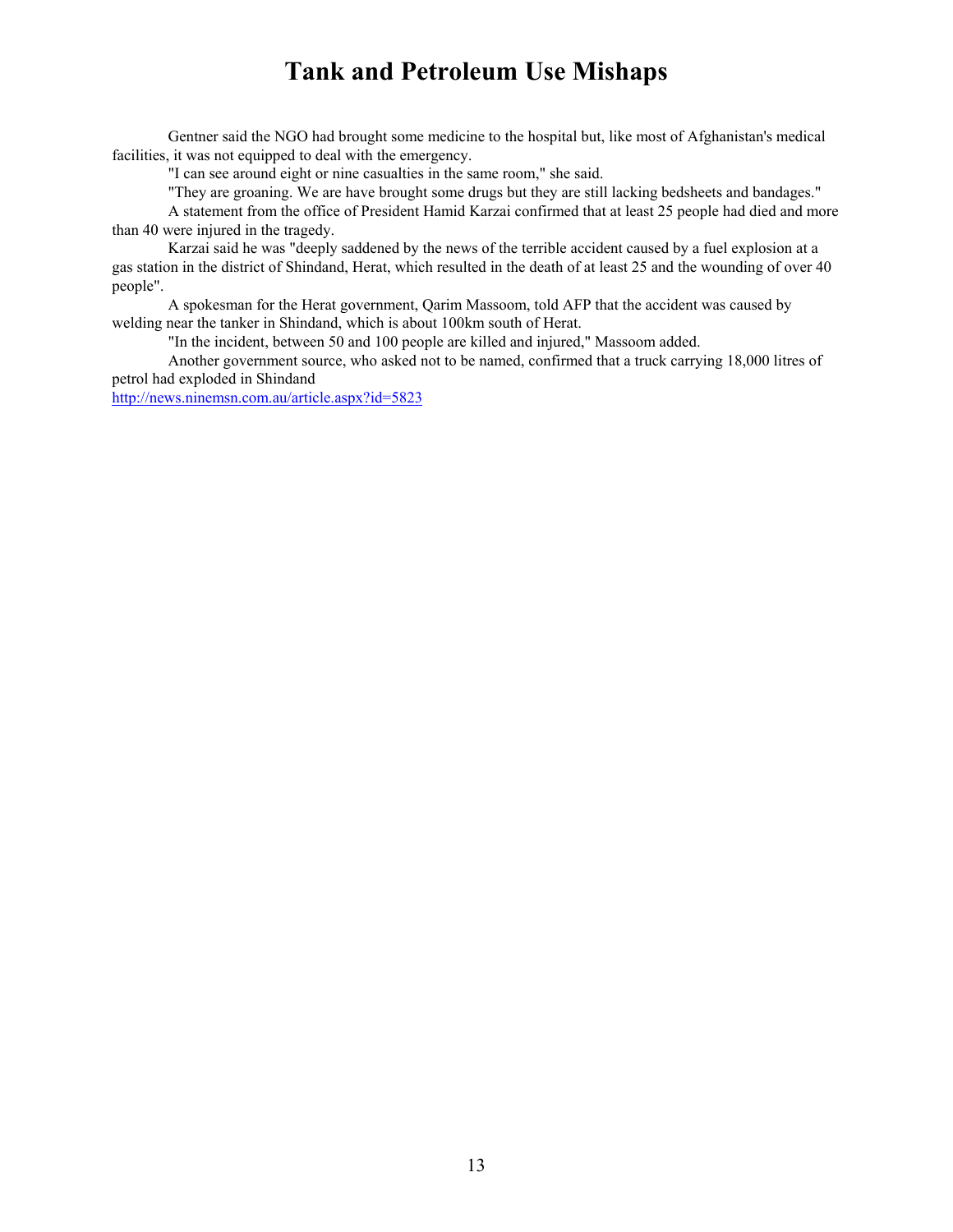# Tank and Petroleum Use Mishaps

Gentner said the NGO had brought some medicine to the hospital but, like most of Afghanistan's medical facilities, it was not equipped to deal with the emergency.

"I can see around eight or nine casualties in the same room," she said.

"They are groaning. We are have brought some drugs but they are still lacking bedsheets and bandages."

A statement from the office of President Hamid Karzai confirmed that at least 25 people had died and more than 40 were injured in the tragedy.

Karzai said he was "deeply saddened by the news of the terrible accident caused by a fuel explosion at a gas station in the district of Shindand, Herat, which resulted in the death of at least 25 and the wounding of over 40 people".

A spokesman for the Herat government, Qarim Massoom, told AFP that the accident was caused by welding near the tanker in Shindand, which is about 100km south of Herat.

"In the incident, between 50 and 100 people are killed and injured," Massoom added.

Another government source, who asked not to be named, confirmed that a truck carrying 18,000 litres of petrol had exploded in Shindand

http://news.ninemsn.com.au/article.aspx?id=5823